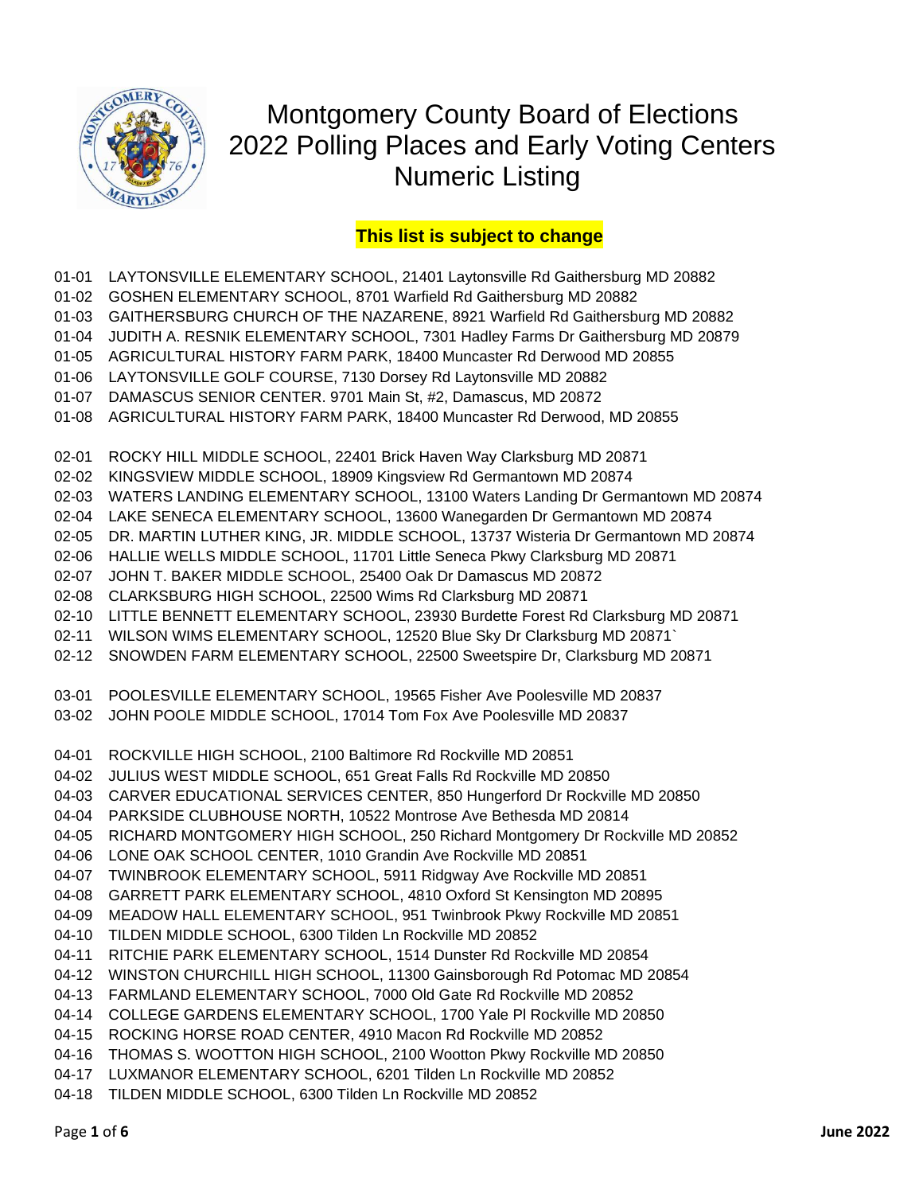# Montgomery County Board of Elections
# 2022 Polling Places and Early Voting Centers
# Numeric Listing

**This list is subject to change**

01-01 LAYTONSVILLE ELEMENTARY SCHOOL, 21401 Laytonsville Rd Gaithersburg MD 20882
01-02 GOSHEN ELEMENTARY SCHOOL, 8701 Warfield Rd Gaithersburg MD 20882
01-03 GAITHERSBURG CHURCH OF THE NAZARENE, 8921 Warfield Rd Gaithersburg MD 20882
01-04 JUDITH A. RESNIK ELEMENTARY SCHOOL, 7301 Hadley Farms Dr Gaithersburg MD 20879
01-05 AGRICULTURAL HISTORY FARM PARK, 18400 Muncaster Rd Derwood MD 20855
01-06 LAYTONSVILLE GOLF COURSE, 7130 Dorsey Rd Laytonsville MD 20882
01-07 DAMASCUS SENIOR CENTER. 9701 Main St, #2, Damascus, MD 20872
01-08 AGRICULTURAL HISTORY FARM PARK, 18400 Muncaster Rd Derwood, MD 20855

02-01 ROCKY HILL MIDDLE SCHOOL, 22401 Brick Haven Way Clarksburg MD 20871
02-02 KINGSVIEW MIDDLE SCHOOL, 18909 Kingsview Rd Germantown MD 20874
02-03 WATERS LANDING ELEMENTARY SCHOOL, 13100 Waters Landing Dr Germantown MD 20874
02-04 LAKE SENECA ELEMENTARY SCHOOL, 13600 Wanegarden Dr Germantown MD 20874
02-05 DR. MARTIN LUTHER KING, JR. MIDDLE SCHOOL, 13737 Wisteria Dr Germantown MD 20874
02-06 HALLIE WELLS MIDDLE SCHOOL, 11701 Little Seneca Pkwy Clarksburg MD 20871
02-07 JOHN T. BAKER MIDDLE SCHOOL, 25400 Oak Dr Damascus MD 20872
02-08 CLARKSBURG HIGH SCHOOL, 22500 Wims Rd Clarksburg MD 20871
02-10 LITTLE BENNETT ELEMENTARY SCHOOL, 23930 Burdette Forest Rd Clarksburg MD 20871
02-11 WILSON WIMS ELEMENTARY SCHOOL, 12520 Blue Sky Dr Clarksburg MD 20871`
02-12 SNOWDEN FARM ELEMENTARY SCHOOL, 22500 Sweetspire Dr, Clarksburg MD 20871

03-01 POOLESVILLE ELEMENTARY SCHOOL, 19565 Fisher Ave Poolesville MD 20837
03-02 JOHN POOLE MIDDLE SCHOOL, 17014 Tom Fox Ave Poolesville MD 20837

04-01 ROCKVILLE HIGH SCHOOL, 2100 Baltimore Rd Rockville MD 20851
04-02 JULIUS WEST MIDDLE SCHOOL, 651 Great Falls Rd Rockville MD 20850
04-03 CARVER EDUCATIONAL SERVICES CENTER, 850 Hungerford Dr Rockville MD 20850
04-04 PARKSIDE CLUBHOUSE NORTH, 10522 Montrose Ave Bethesda MD 20814
04-05 RICHARD MONTGOMERY HIGH SCHOOL, 250 Richard Montgomery Dr Rockville MD 20852
04-06 LONE OAK SCHOOL CENTER, 1010 Grandin Ave Rockville MD 20851
04-07 TWINBROOK ELEMENTARY SCHOOL, 5911 Ridgway Ave Rockville MD 20851
04-08 GARRETT PARK ELEMENTARY SCHOOL, 4810 Oxford St Kensington MD 20895
04-09 MEADOW HALL ELEMENTARY SCHOOL, 951 Twinbrook Pkwy Rockville MD 20851
04-10 TILDEN MIDDLE SCHOOL, 6300 Tilden Ln Rockville MD 20852
04-11 RITCHIE PARK ELEMENTARY SCHOOL, 1514 Dunster Rd Rockville MD 20854
04-12 WINSTON CHURCHILL HIGH SCHOOL, 11300 Gainsborough Rd Potomac MD 20854
04-13 FARMLAND ELEMENTARY SCHOOL, 7000 Old Gate Rd Rockville MD 20852
04-14 COLLEGE GARDENS ELEMENTARY SCHOOL, 1700 Yale Pl Rockville MD 20850
04-15 ROCKING HORSE ROAD CENTER, 4910 Macon Rd Rockville MD 20852
04-16 THOMAS S. WOOTTON HIGH SCHOOL, 2100 Wootton Pkwy Rockville MD 20850
04-17 LUXMANOR ELEMENTARY SCHOOL, 6201 Tilden Ln Rockville MD 20852
04-18 TILDEN MIDDLE SCHOOL, 6300 Tilden Ln Rockville MD 20852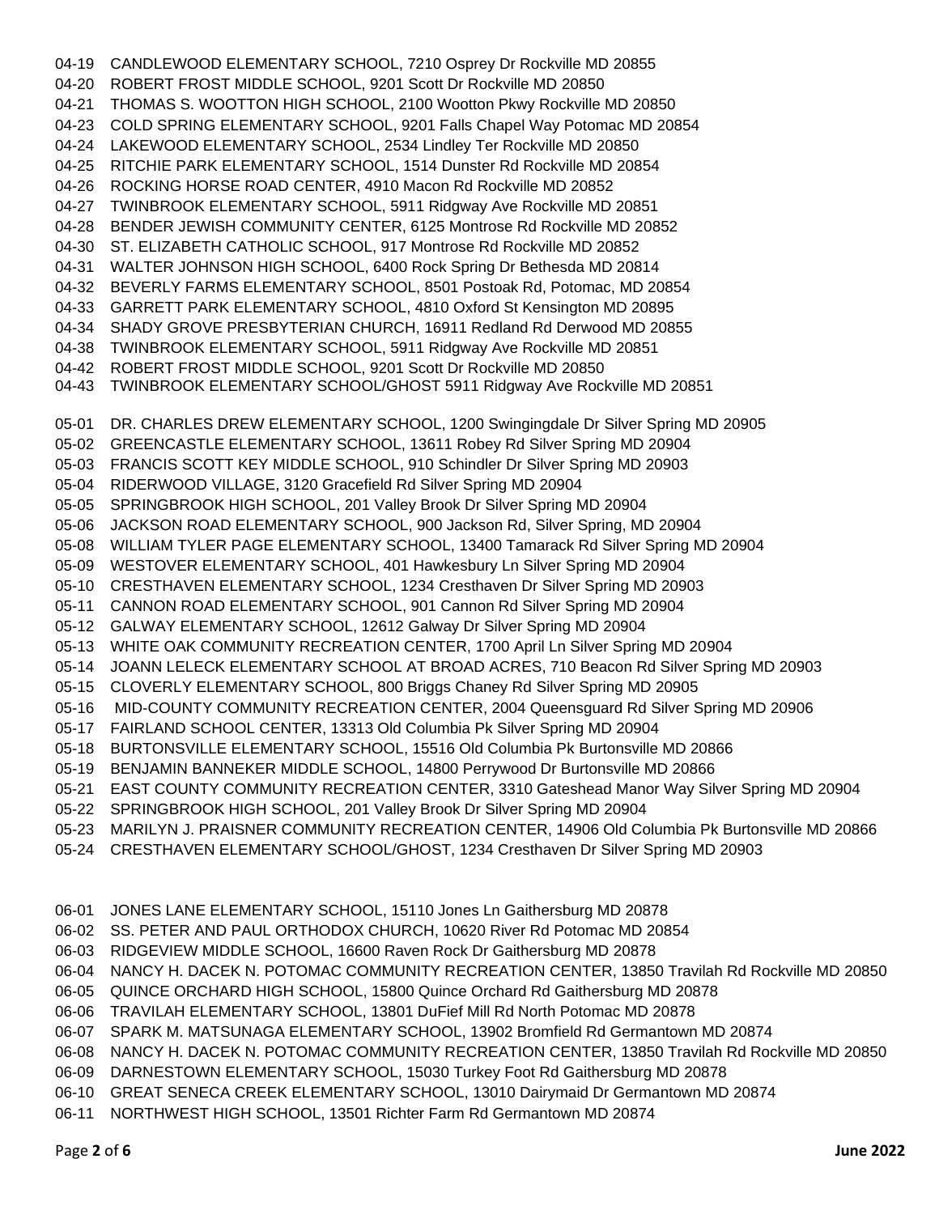04-19 CANDLEWOOD ELEMENTARY SCHOOL, 7210 Osprey Dr Rockville MD 20855
04-20 ROBERT FROST MIDDLE SCHOOL, 9201 Scott Dr Rockville MD 20850
04-21 THOMAS S. WOOTTON HIGH SCHOOL, 2100 Wootton Pkwy Rockville MD 20850
04-23 COLD SPRING ELEMENTARY SCHOOL, 9201 Falls Chapel Way Potomac MD 20854
04-24 LAKEWOOD ELEMENTARY SCHOOL, 2534 Lindley Ter Rockville MD 20850
04-25 RITCHIE PARK ELEMENTARY SCHOOL, 1514 Dunster Rd Rockville MD 20854
04-26 ROCKING HORSE ROAD CENTER, 4910 Macon Rd Rockville MD 20852
04-27 TWINBROOK ELEMENTARY SCHOOL, 5911 Ridgway Ave Rockville MD 20851
04-28 BENDER JEWISH COMMUNITY CENTER, 6125 Montrose Rd Rockville MD 20852
04-30 ST. ELIZABETH CATHOLIC SCHOOL, 917 Montrose Rd Rockville MD 20852
04-31 WALTER JOHNSON HIGH SCHOOL, 6400 Rock Spring Dr Bethesda MD 20814
04-32 BEVERLY FARMS ELEMENTARY SCHOOL, 8501 Postoak Rd, Potomac, MD 20854
04-33 GARRETT PARK ELEMENTARY SCHOOL, 4810 Oxford St Kensington MD 20895
04-34 SHADY GROVE PRESBYTERIAN CHURCH, 16911 Redland Rd Derwood MD 20855
04-38 TWINBROOK ELEMENTARY SCHOOL, 5911 Ridgway Ave Rockville MD 20851
04-42 ROBERT FROST MIDDLE SCHOOL, 9201 Scott Dr Rockville MD 20850
04-43 TWINBROOK ELEMENTARY SCHOOL/GHOST 5911 Ridgway Ave Rockville MD 20851

05-01 DR. CHARLES DREW ELEMENTARY SCHOOL, 1200 Swingingdale Dr Silver Spring MD 20905
05-02 GREENCASTLE ELEMENTARY SCHOOL, 13611 Robey Rd Silver Spring MD 20904
05-03 FRANCIS SCOTT KEY MIDDLE SCHOOL, 910 Schindler Dr Silver Spring MD 20903
05-04 RIDERWOOD VILLAGE, 3120 Gracefield Rd Silver Spring MD 20904
05-05 SPRINGBROOK HIGH SCHOOL, 201 Valley Brook Dr Silver Spring MD 20904
05-06 JACKSON ROAD ELEMENTARY SCHOOL, 900 Jackson Rd, Silver Spring, MD 20904
05-08 WILLIAM TYLER PAGE ELEMENTARY SCHOOL, 13400 Tamarack Rd Silver Spring MD 20904
05-09 WESTOVER ELEMENTARY SCHOOL, 401 Hawkesbury Ln Silver Spring MD 20904
05-10 CRESTHAVEN ELEMENTARY SCHOOL, 1234 Cresthaven Dr Silver Spring MD 20903
05-11 CANNON ROAD ELEMENTARY SCHOOL, 901 Cannon Rd Silver Spring MD 20904
05-12 GALWAY ELEMENTARY SCHOOL, 12612 Galway Dr Silver Spring MD 20904
05-13 WHITE OAK COMMUNITY RECREATION CENTER, 1700 April Ln Silver Spring MD 20904
05-14 JOANN LELECK ELEMENTARY SCHOOL AT BROAD ACRES, 710 Beacon Rd Silver Spring MD 20903
05-15 CLOVERLY ELEMENTARY SCHOOL, 800 Briggs Chaney Rd Silver Spring MD 20905
05-16 MID-COUNTY COMMUNITY RECREATION CENTER, 2004 Queensguard Rd Silver Spring MD 20906
05-17 FAIRLAND SCHOOL CENTER, 13313 Old Columbia Pk Silver Spring MD 20904
05-18 BURTONSVILLE ELEMENTARY SCHOOL, 15516 Old Columbia Pk Burtonsville MD 20866
05-19 BENJAMIN BANNEKER MIDDLE SCHOOL, 14800 Perrywood Dr Burtonsville MD 20866
05-21 EAST COUNTY COMMUNITY RECREATION CENTER, 3310 Gateshead Manor Way Silver Spring MD 20904
05-22 SPRINGBROOK HIGH SCHOOL, 201 Valley Brook Dr Silver Spring MD 20904
05-23 MARILYN J. PRAISNER COMMUNITY RECREATION CENTER, 14906 Old Columbia Pk Burtonsville MD 20866
05-24 CRESTHAVEN ELEMENTARY SCHOOL/GHOST, 1234 Cresthaven Dr Silver Spring MD 20903

06-01 JONES LANE ELEMENTARY SCHOOL, 15110 Jones Ln Gaithersburg MD 20878
06-02 SS. PETER AND PAUL ORTHODOX CHURCH, 10620 River Rd Potomac MD 20854
06-03 RIDGEVIEW MIDDLE SCHOOL, 16600 Raven Rock Dr Gaithersburg MD 20878
06-04 NANCY H. DACEK N. POTOMAC COMMUNITY RECREATION CENTER, 13850 Travilah Rd Rockville MD 20850
06-05 QUINCE ORCHARD HIGH SCHOOL, 15800 Quince Orchard Rd Gaithersburg MD 20878
06-06 TRAVILAH ELEMENTARY SCHOOL, 13801 DuFief Mill Rd North Potomac MD 20878
06-07 SPARK M. MATSUNAGA ELEMENTARY SCHOOL, 13902 Bromfield Rd Germantown MD 20874
06-08 NANCY H. DACEK N. POTOMAC COMMUNITY RECREATION CENTER, 13850 Travilah Rd Rockville MD 20850
06-09 DARNESTOWN ELEMENTARY SCHOOL, 15030 Turkey Foot Rd Gaithersburg MD 20878
06-10 GREAT SENECA CREEK ELEMENTARY SCHOOL, 13010 Dairymaid Dr Germantown MD 20874
06-11 NORTHWEST HIGH SCHOOL, 13501 Richter Farm Rd Germantown MD 20874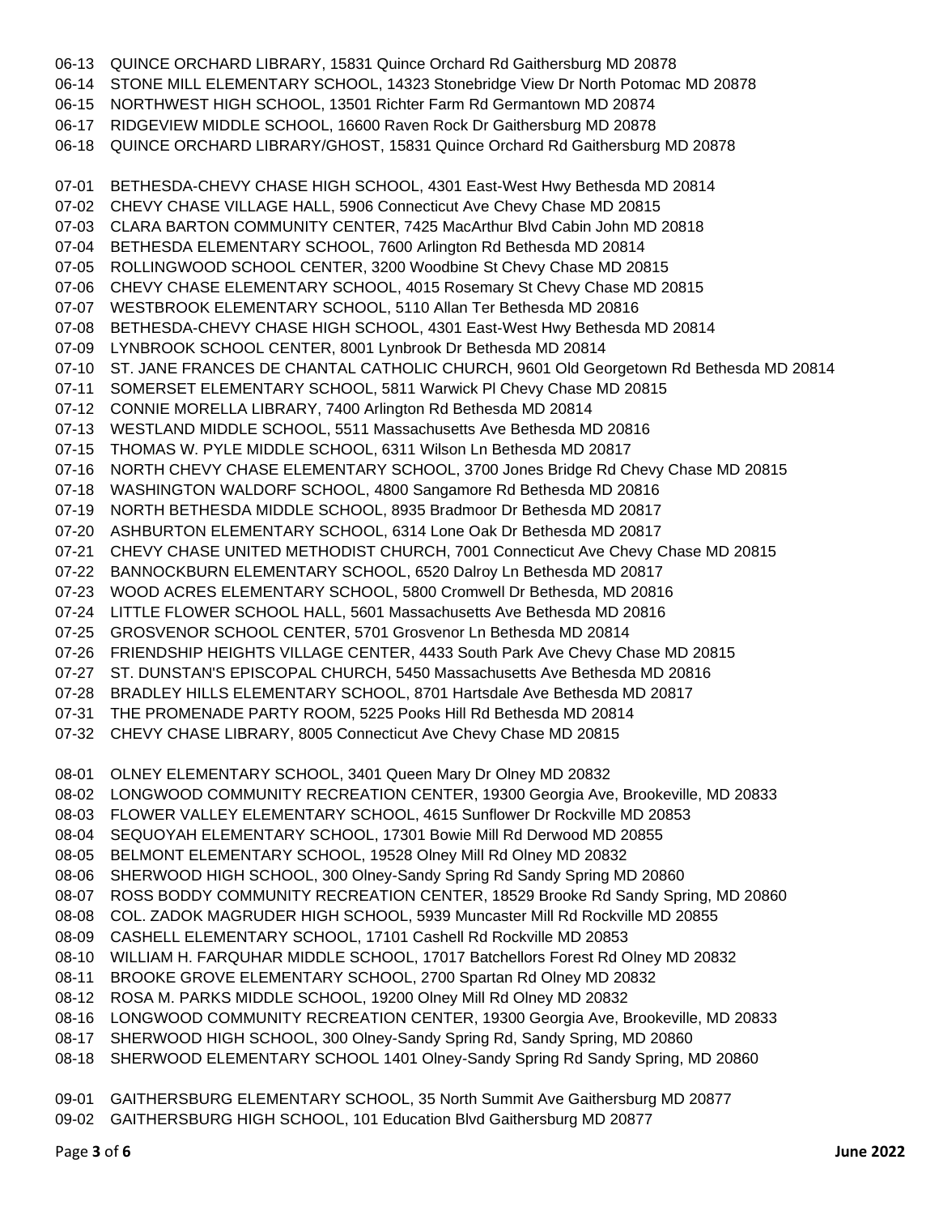06-13 QUINCE ORCHARD LIBRARY, 15831 Quince Orchard Rd Gaithersburg MD 20878
06-14 STONE MILL ELEMENTARY SCHOOL, 14323 Stonebridge View Dr North Potomac MD 20878
06-15 NORTHWEST HIGH SCHOOL, 13501 Richter Farm Rd Germantown MD 20874
06-17 RIDGEVIEW MIDDLE SCHOOL, 16600 Raven Rock Dr Gaithersburg MD 20878
06-18 QUINCE ORCHARD LIBRARY/GHOST, 15831 Quince Orchard Rd Gaithersburg MD 20878

07-01 BETHESDA-CHEVY CHASE HIGH SCHOOL, 4301 East-West Hwy Bethesda MD 20814
07-02 CHEVY CHASE VILLAGE HALL, 5906 Connecticut Ave Chevy Chase MD 20815
07-03 CLARA BARTON COMMUNITY CENTER, 7425 MacArthur Blvd Cabin John MD 20818
07-04 BETHESDA ELEMENTARY SCHOOL, 7600 Arlington Rd Bethesda MD 20814
07-05 ROLLINGWOOD SCHOOL CENTER, 3200 Woodbine St Chevy Chase MD 20815
07-06 CHEVY CHASE ELEMENTARY SCHOOL, 4015 Rosemary St Chevy Chase MD 20815
07-07 WESTBROOK ELEMENTARY SCHOOL, 5110 Allan Ter Bethesda MD 20816
07-08 BETHESDA-CHEVY CHASE HIGH SCHOOL, 4301 East-West Hwy Bethesda MD 20814
07-09 LYNBROOK SCHOOL CENTER, 8001 Lynbrook Dr Bethesda MD 20814
07-10 ST. JANE FRANCES DE CHANTAL CATHOLIC CHURCH, 9601 Old Georgetown Rd Bethesda MD 20814
07-11 SOMERSET ELEMENTARY SCHOOL, 5811 Warwick Pl Chevy Chase MD 20815
07-12 CONNIE MORELLA LIBRARY, 7400 Arlington Rd Bethesda MD 20814
07-13 WESTLAND MIDDLE SCHOOL, 5511 Massachusetts Ave Bethesda MD 20816
07-15 THOMAS W. PYLE MIDDLE SCHOOL, 6311 Wilson Ln Bethesda MD 20817
07-16 NORTH CHEVY CHASE ELEMENTARY SCHOOL, 3700 Jones Bridge Rd Chevy Chase MD 20815
07-18 WASHINGTON WALDORF SCHOOL, 4800 Sangamore Rd Bethesda MD 20816
07-19 NORTH BETHESDA MIDDLE SCHOOL, 8935 Bradmoor Dr Bethesda MD 20817
07-20 ASHBURTON ELEMENTARY SCHOOL, 6314 Lone Oak Dr Bethesda MD 20817
07-21 CHEVY CHASE UNITED METHODIST CHURCH, 7001 Connecticut Ave Chevy Chase MD 20815
07-22 BANNOCKBURN ELEMENTARY SCHOOL, 6520 Dalroy Ln Bethesda MD 20817
07-23 WOOD ACRES ELEMENTARY SCHOOL, 5800 Cromwell Dr Bethesda, MD 20816
07-24 LITTLE FLOWER SCHOOL HALL, 5601 Massachusetts Ave Bethesda MD 20816
07-25 GROSVENOR SCHOOL CENTER, 5701 Grosvenor Ln Bethesda MD 20814
07-26 FRIENDSHIP HEIGHTS VILLAGE CENTER, 4433 South Park Ave Chevy Chase MD 20815
07-27 ST. DUNSTAN'S EPISCOPAL CHURCH, 5450 Massachusetts Ave Bethesda MD 20816
07-28 BRADLEY HILLS ELEMENTARY SCHOOL, 8701 Hartsdale Ave Bethesda MD 20817
07-31 THE PROMENADE PARTY ROOM, 5225 Pooks Hill Rd Bethesda MD 20814
07-32 CHEVY CHASE LIBRARY, 8005 Connecticut Ave Chevy Chase MD 20815

08-01 OLNEY ELEMENTARY SCHOOL, 3401 Queen Mary Dr Olney MD 20832
08-02 LONGWOOD COMMUNITY RECREATION CENTER, 19300 Georgia Ave, Brookeville, MD 20833
08-03 FLOWER VALLEY ELEMENTARY SCHOOL, 4615 Sunflower Dr Rockville MD 20853
08-04 SEQUOYAH ELEMENTARY SCHOOL, 17301 Bowie Mill Rd Derwood MD 20855
08-05 BELMONT ELEMENTARY SCHOOL, 19528 Olney Mill Rd Olney MD 20832
08-06 SHERWOOD HIGH SCHOOL, 300 Olney-Sandy Spring Rd Sandy Spring MD 20860
08-07 ROSS BODDY COMMUNITY RECREATION CENTER, 18529 Brooke Rd Sandy Spring, MD 20860
08-08 COL. ZADOK MAGRUDER HIGH SCHOOL, 5939 Muncaster Mill Rd Rockville MD 20855
08-09 CASHELL ELEMENTARY SCHOOL, 17101 Cashell Rd Rockville MD 20853
08-10 WILLIAM H. FARQUHAR MIDDLE SCHOOL, 17017 Batchellors Forest Rd Olney MD 20832
08-11 BROOKE GROVE ELEMENTARY SCHOOL, 2700 Spartan Rd Olney MD 20832
08-12 ROSA M. PARKS MIDDLE SCHOOL, 19200 Olney Mill Rd Olney MD 20832
08-16 LONGWOOD COMMUNITY RECREATION CENTER, 19300 Georgia Ave, Brookeville, MD 20833
08-17 SHERWOOD HIGH SCHOOL, 300 Olney-Sandy Spring Rd, Sandy Spring, MD 20860
08-18 SHERWOOD ELEMENTARY SCHOOL 1401 Olney-Sandy Spring Rd Sandy Spring, MD 20860

09-01 GAITHERSBURG ELEMENTARY SCHOOL, 35 North Summit Ave Gaithersburg MD 20877
09-02 GAITHERSBURG HIGH SCHOOL, 101 Education Blvd Gaithersburg MD 20877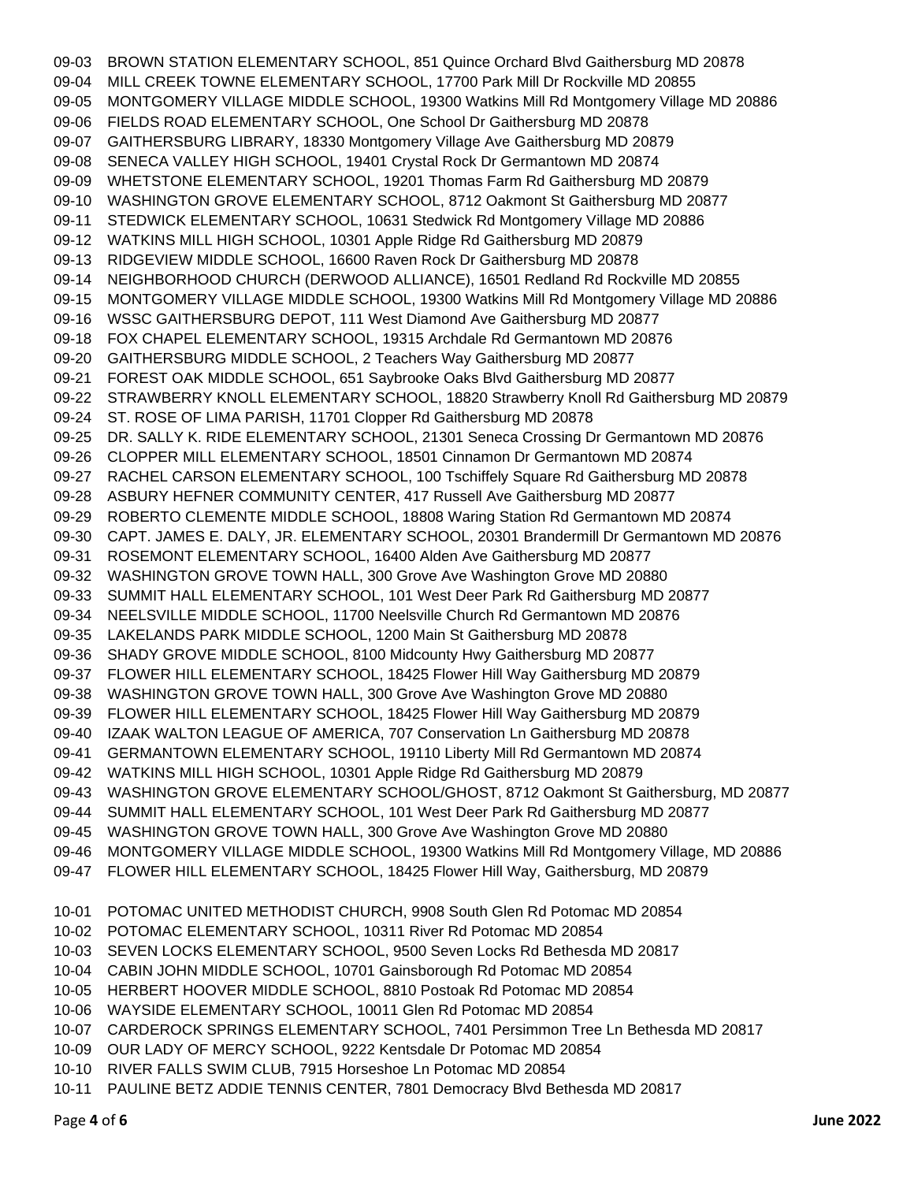09-03 BROWN STATION ELEMENTARY SCHOOL, 851 Quince Orchard Blvd Gaithersburg MD 20878
09-04 MILL CREEK TOWNE ELEMENTARY SCHOOL, 17700 Park Mill Dr Rockville MD 20855
09-05 MONTGOMERY VILLAGE MIDDLE SCHOOL, 19300 Watkins Mill Rd Montgomery Village MD 20886
09-06 FIELDS ROAD ELEMENTARY SCHOOL, One School Dr Gaithersburg MD 20878
09-07 GAITHERSBURG LIBRARY, 18330 Montgomery Village Ave Gaithersburg MD 20879
09-08 SENECA VALLEY HIGH SCHOOL, 19401 Crystal Rock Dr Germantown MD 20874
09-09 WHETSTONE ELEMENTARY SCHOOL, 19201 Thomas Farm Rd Gaithersburg MD 20879
09-10 WASHINGTON GROVE ELEMENTARY SCHOOL, 8712 Oakmont St Gaithersburg MD 20877
09-11 STEDWICK ELEMENTARY SCHOOL, 10631 Stedwick Rd Montgomery Village MD 20886
09-12 WATKINS MILL HIGH SCHOOL, 10301 Apple Ridge Rd Gaithersburg MD 20879
09-13 RIDGEVIEW MIDDLE SCHOOL, 16600 Raven Rock Dr Gaithersburg MD 20878
09-14 NEIGHBORHOOD CHURCH (DERWOOD ALLIANCE), 16501 Redland Rd Rockville MD 20855
09-15 MONTGOMERY VILLAGE MIDDLE SCHOOL, 19300 Watkins Mill Rd Montgomery Village MD 20886
09-16 WSSC GAITHERSBURG DEPOT, 111 West Diamond Ave Gaithersburg MD 20877
09-18 FOX CHAPEL ELEMENTARY SCHOOL, 19315 Archdale Rd Germantown MD 20876
09-20 GAITHERSBURG MIDDLE SCHOOL, 2 Teachers Way Gaithersburg MD 20877
09-21 FOREST OAK MIDDLE SCHOOL, 651 Saybrooke Oaks Blvd Gaithersburg MD 20877
09-22 STRAWBERRY KNOLL ELEMENTARY SCHOOL, 18820 Strawberry Knoll Rd Gaithersburg MD 20879
09-24 ST. ROSE OF LIMA PARISH, 11701 Clopper Rd Gaithersburg MD 20878
09-25 DR. SALLY K. RIDE ELEMENTARY SCHOOL, 21301 Seneca Crossing Dr Germantown MD 20876
09-26 CLOPPER MILL ELEMENTARY SCHOOL, 18501 Cinnamon Dr Germantown MD 20874
09-27 RACHEL CARSON ELEMENTARY SCHOOL, 100 Tschiffely Square Rd Gaithersburg MD 20878
09-28 ASBURY HEFNER COMMUNITY CENTER, 417 Russell Ave Gaithersburg MD 20877
09-29 ROBERTO CLEMENTE MIDDLE SCHOOL, 18808 Waring Station Rd Germantown MD 20874
09-30 CAPT. JAMES E. DALY, JR. ELEMENTARY SCHOOL, 20301 Brandermill Dr Germantown MD 20876
09-31 ROSEMONT ELEMENTARY SCHOOL, 16400 Alden Ave Gaithersburg MD 20877
09-32 WASHINGTON GROVE TOWN HALL, 300 Grove Ave Washington Grove MD 20880
09-33 SUMMIT HALL ELEMENTARY SCHOOL, 101 West Deer Park Rd Gaithersburg MD 20877
09-34 NEELSVILLE MIDDLE SCHOOL, 11700 Neelsville Church Rd Germantown MD 20876
09-35 LAKELANDS PARK MIDDLE SCHOOL, 1200 Main St Gaithersburg MD 20878
09-36 SHADY GROVE MIDDLE SCHOOL, 8100 Midcounty Hwy Gaithersburg MD 20877
09-37 FLOWER HILL ELEMENTARY SCHOOL, 18425 Flower Hill Way Gaithersburg MD 20879
09-38 WASHINGTON GROVE TOWN HALL, 300 Grove Ave Washington Grove MD 20880
09-39 FLOWER HILL ELEMENTARY SCHOOL, 18425 Flower Hill Way Gaithersburg MD 20879
09-40 IZAAK WALTON LEAGUE OF AMERICA, 707 Conservation Ln Gaithersburg MD 20878
09-41 GERMANTOWN ELEMENTARY SCHOOL, 19110 Liberty Mill Rd Germantown MD 20874
09-42 WATKINS MILL HIGH SCHOOL, 10301 Apple Ridge Rd Gaithersburg MD 20879
09-43 WASHINGTON GROVE ELEMENTARY SCHOOL/GHOST, 8712 Oakmont St Gaithersburg, MD 20877
09-44 SUMMIT HALL ELEMENTARY SCHOOL, 101 West Deer Park Rd Gaithersburg MD 20877
09-45 WASHINGTON GROVE TOWN HALL, 300 Grove Ave Washington Grove MD 20880
09-46 MONTGOMERY VILLAGE MIDDLE SCHOOL, 19300 Watkins Mill Rd Montgomery Village, MD 20886
09-47 FLOWER HILL ELEMENTARY SCHOOL, 18425 Flower Hill Way, Gaithersburg, MD 20879

10-01 POTOMAC UNITED METHODIST CHURCH, 9908 South Glen Rd Potomac MD 20854
10-02 POTOMAC ELEMENTARY SCHOOL, 10311 River Rd Potomac MD 20854
10-03 SEVEN LOCKS ELEMENTARY SCHOOL, 9500 Seven Locks Rd Bethesda MD 20817
10-04 CABIN JOHN MIDDLE SCHOOL, 10701 Gainsborough Rd Potomac MD 20854
10-05 HERBERT HOOVER MIDDLE SCHOOL, 8810 Postoak Rd Potomac MD 20854
10-06 WAYSIDE ELEMENTARY SCHOOL, 10011 Glen Rd Potomac MD 20854
10-07 CARDEROCK SPRINGS ELEMENTARY SCHOOL, 7401 Persimmon Tree Ln Bethesda MD 20817
10-09 OUR LADY OF MERCY SCHOOL, 9222 Kentsdale Dr Potomac MD 20854
10-10 RIVER FALLS SWIM CLUB, 7915 Horseshoe Ln Potomac MD 20854
10-11 PAULINE BETZ ADDIE TENNIS CENTER, 7801 Democracy Blvd Bethesda MD 20817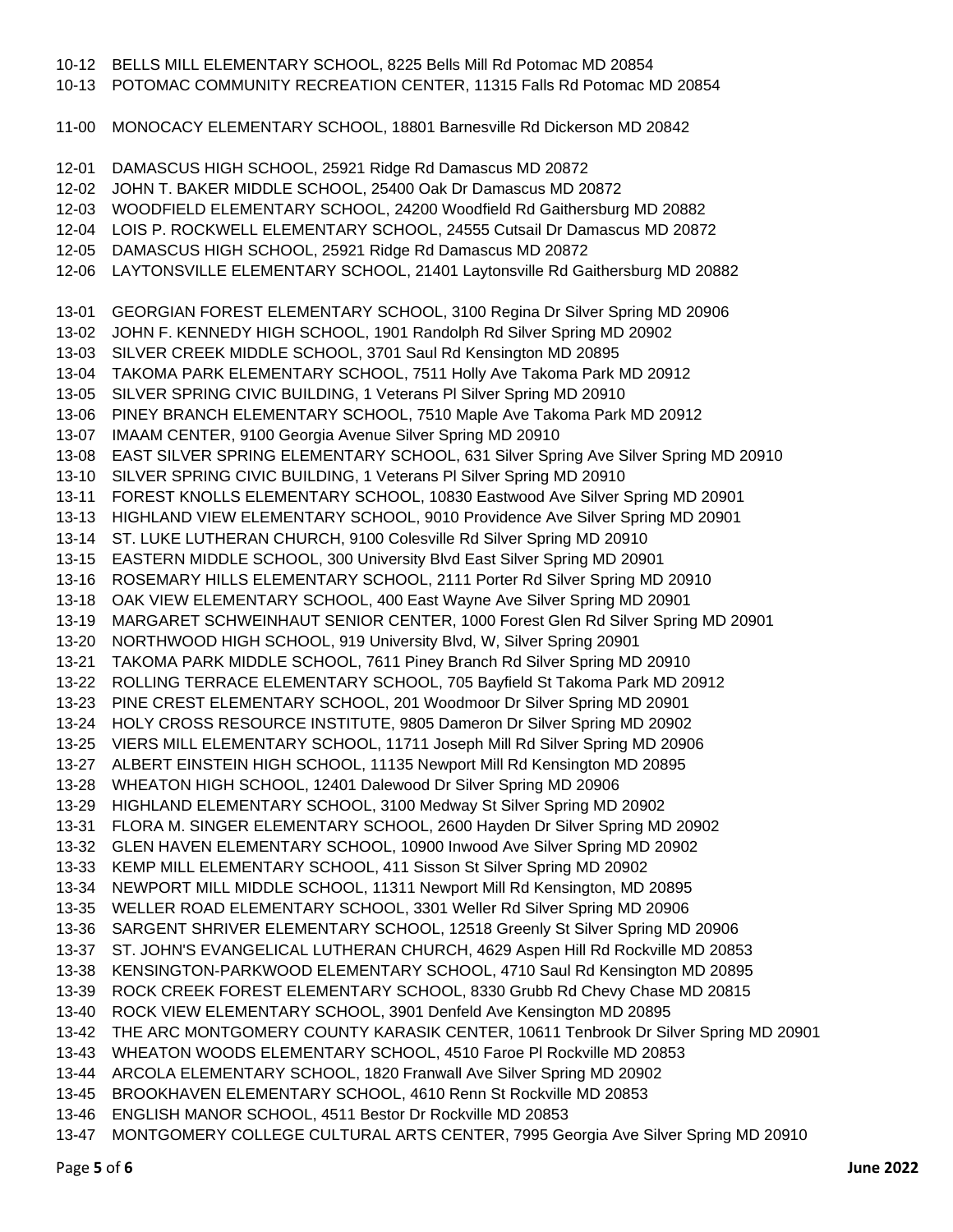10-12 BELLS MILL ELEMENTARY SCHOOL, 8225 Bells Mill Rd Potomac MD 20854
10-13 POTOMAC COMMUNITY RECREATION CENTER, 11315 Falls Rd Potomac MD 20854

11-00 MONOCACY ELEMENTARY SCHOOL, 18801 Barnesville Rd Dickerson MD 20842

12-01 DAMASCUS HIGH SCHOOL, 25921 Ridge Rd Damascus MD 20872
12-02 JOHN T. BAKER MIDDLE SCHOOL, 25400 Oak Dr Damascus MD 20872
12-03 WOODFIELD ELEMENTARY SCHOOL, 24200 Woodfield Rd Gaithersburg MD 20882
12-04 LOIS P. ROCKWELL ELEMENTARY SCHOOL, 24555 Cutsail Dr Damascus MD 20872
12-05 DAMASCUS HIGH SCHOOL, 25921 Ridge Rd Damascus MD 20872
12-06 LAYTONSVILLE ELEMENTARY SCHOOL, 21401 Laytonsville Rd Gaithersburg MD 20882

13-01 GEORGIAN FOREST ELEMENTARY SCHOOL, 3100 Regina Dr Silver Spring MD 20906
13-02 JOHN F. KENNEDY HIGH SCHOOL, 1901 Randolph Rd Silver Spring MD 20902
13-03 SILVER CREEK MIDDLE SCHOOL, 3701 Saul Rd Kensington MD 20895
13-04 TAKOMA PARK ELEMENTARY SCHOOL, 7511 Holly Ave Takoma Park MD 20912
13-05 SILVER SPRING CIVIC BUILDING, 1 Veterans Pl Silver Spring MD 20910
13-06 PINEY BRANCH ELEMENTARY SCHOOL, 7510 Maple Ave Takoma Park MD 20912
13-07 IMAAM CENTER, 9100 Georgia Avenue Silver Spring MD 20910
13-08 EAST SILVER SPRING ELEMENTARY SCHOOL, 631 Silver Spring Ave Silver Spring MD 20910
13-10 SILVER SPRING CIVIC BUILDING, 1 Veterans Pl Silver Spring MD 20910
13-11 FOREST KNOLLS ELEMENTARY SCHOOL, 10830 Eastwood Ave Silver Spring MD 20901
13-13 HIGHLAND VIEW ELEMENTARY SCHOOL, 9010 Providence Ave Silver Spring MD 20901
13-14 ST. LUKE LUTHERAN CHURCH, 9100 Colesville Rd Silver Spring MD 20910
13-15 EASTERN MIDDLE SCHOOL, 300 University Blvd East Silver Spring MD 20901
13-16 ROSEMARY HILLS ELEMENTARY SCHOOL, 2111 Porter Rd Silver Spring MD 20910
13-18 OAK VIEW ELEMENTARY SCHOOL, 400 East Wayne Ave Silver Spring MD 20901
13-19 MARGARET SCHWEINHAUT SENIOR CENTER, 1000 Forest Glen Rd Silver Spring MD 20901
13-20 NORTHWOOD HIGH SCHOOL, 919 University Blvd, W, Silver Spring 20901
13-21 TAKOMA PARK MIDDLE SCHOOL, 7611 Piney Branch Rd Silver Spring MD 20910
13-22 ROLLING TERRACE ELEMENTARY SCHOOL, 705 Bayfield St Takoma Park MD 20912
13-23 PINE CREST ELEMENTARY SCHOOL, 201 Woodmoor Dr Silver Spring MD 20901
13-24 HOLY CROSS RESOURCE INSTITUTE, 9805 Dameron Dr Silver Spring MD 20902
13-25 VIERS MILL ELEMENTARY SCHOOL, 11711 Joseph Mill Rd Silver Spring MD 20906
13-27 ALBERT EINSTEIN HIGH SCHOOL, 11135 Newport Mill Rd Kensington MD 20895
13-28 WHEATON HIGH SCHOOL, 12401 Dalewood Dr Silver Spring MD 20906
13-29 HIGHLAND ELEMENTARY SCHOOL, 3100 Medway St Silver Spring MD 20902
13-31 FLORA M. SINGER ELEMENTARY SCHOOL, 2600 Hayden Dr Silver Spring MD 20902
13-32 GLEN HAVEN ELEMENTARY SCHOOL, 10900 Inwood Ave Silver Spring MD 20902
13-33 KEMP MILL ELEMENTARY SCHOOL, 411 Sisson St Silver Spring MD 20902
13-34 NEWPORT MILL MIDDLE SCHOOL, 11311 Newport Mill Rd Kensington, MD 20895
13-35 WELLER ROAD ELEMENTARY SCHOOL, 3301 Weller Rd Silver Spring MD 20906
13-36 SARGENT SHRIVER ELEMENTARY SCHOOL, 12518 Greenly St Silver Spring MD 20906
13-37 ST. JOHN'S EVANGELICAL LUTHERAN CHURCH, 4629 Aspen Hill Rd Rockville MD 20853
13-38 KENSINGTON-PARKWOOD ELEMENTARY SCHOOL, 4710 Saul Rd Kensington MD 20895
13-39 ROCK CREEK FOREST ELEMENTARY SCHOOL, 8330 Grubb Rd Chevy Chase MD 20815
13-40 ROCK VIEW ELEMENTARY SCHOOL, 3901 Denfeld Ave Kensington MD 20895
13-42 THE ARC MONTGOMERY COUNTY KARASIK CENTER, 10611 Tenbrook Dr Silver Spring MD 20901
13-43 WHEATON WOODS ELEMENTARY SCHOOL, 4510 Faroe Pl Rockville MD 20853
13-44 ARCOLA ELEMENTARY SCHOOL, 1820 Franwall Ave Silver Spring MD 20902
13-45 BROOKHAVEN ELEMENTARY SCHOOL, 4610 Renn St Rockville MD 20853
13-46 ENGLISH MANOR SCHOOL, 4511 Bestor Dr Rockville MD 20853
13-47 MONTGOMERY COLLEGE CULTURAL ARTS CENTER, 7995 Georgia Ave Silver Spring MD 20910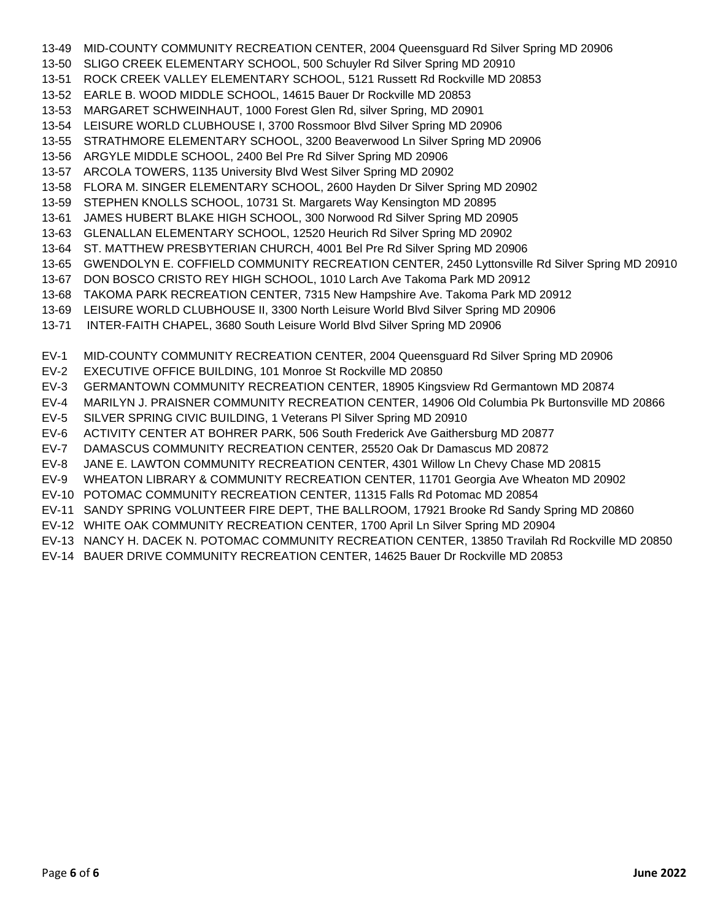13-49 MID-COUNTY COMMUNITY RECREATION CENTER, 2004 Queensguard Rd Silver Spring MD 20906
13-50 SLIGO CREEK ELEMENTARY SCHOOL, 500 Schuyler Rd Silver Spring MD 20910
13-51 ROCK CREEK VALLEY ELEMENTARY SCHOOL, 5121 Russett Rd Rockville MD 20853
13-52 EARLE B. WOOD MIDDLE SCHOOL, 14615 Bauer Dr Rockville MD 20853
13-53 MARGARET SCHWEINHAUT, 1000 Forest Glen Rd, silver Spring, MD 20901
13-54 LEISURE WORLD CLUBHOUSE I, 3700 Rossmoor Blvd Silver Spring MD 20906
13-55 STRATHMORE ELEMENTARY SCHOOL, 3200 Beaverwood Ln Silver Spring MD 20906
13-56 ARGYLE MIDDLE SCHOOL, 2400 Bel Pre Rd Silver Spring MD 20906
13-57 ARCOLA TOWERS, 1135 University Blvd West Silver Spring MD 20902
13-58 FLORA M. SINGER ELEMENTARY SCHOOL, 2600 Hayden Dr Silver Spring MD 20902
13-59 STEPHEN KNOLLS SCHOOL, 10731 St. Margarets Way Kensington MD 20895
13-61 JAMES HUBERT BLAKE HIGH SCHOOL, 300 Norwood Rd Silver Spring MD 20905
13-63 GLENALLAN ELEMENTARY SCHOOL, 12520 Heurich Rd Silver Spring MD 20902
13-64 ST. MATTHEW PRESBYTERIAN CHURCH, 4001 Bel Pre Rd Silver Spring MD 20906
13-65 GWENDOLYN E. COFFIELD COMMUNITY RECREATION CENTER, 2450 Lyttonsville Rd Silver Spring MD 20910
13-67 DON BOSCO CRISTO REY HIGH SCHOOL, 1010 Larch Ave Takoma Park MD 20912
13-68 TAKOMA PARK RECREATION CENTER, 7315 New Hampshire Ave. Takoma Park MD 20912
13-69 LEISURE WORLD CLUBHOUSE II, 3300 North Leisure World Blvd Silver Spring MD 20906
13-71 INTER-FAITH CHAPEL, 3680 South Leisure World Blvd Silver Spring MD 20906

EV-1 MID-COUNTY COMMUNITY RECREATION CENTER, 2004 Queensguard Rd Silver Spring MD 20906
EV-2 EXECUTIVE OFFICE BUILDING, 101 Monroe St Rockville MD 20850
EV-3 GERMANTOWN COMMUNITY RECREATION CENTER, 18905 Kingsview Rd Germantown MD 20874
EV-4 MARILYN J. PRAISNER COMMUNITY RECREATION CENTER, 14906 Old Columbia Pk Burtonsville MD 20866
EV-5 SILVER SPRING CIVIC BUILDING, 1 Veterans Pl Silver Spring MD 20910
EV-6 ACTIVITY CENTER AT BOHRER PARK, 506 South Frederick Ave Gaithersburg MD 20877
EV-7 DAMASCUS COMMUNITY RECREATION CENTER, 25520 Oak Dr Damascus MD 20872
EV-8 JANE E. LAWTON COMMUNITY RECREATION CENTER, 4301 Willow Ln Chevy Chase MD 20815
EV-9 WHEATON LIBRARY & COMMUNITY RECREATION CENTER, 11701 Georgia Ave Wheaton MD 20902
EV-10 POTOMAC COMMUNITY RECREATION CENTER, 11315 Falls Rd Potomac MD 20854
EV-11 SANDY SPRING VOLUNTEER FIRE DEPT, THE BALLROOM, 17921 Brooke Rd Sandy Spring MD 20860
EV-12 WHITE OAK COMMUNITY RECREATION CENTER, 1700 April Ln Silver Spring MD 20904
EV-13 NANCY H. DACEK N. POTOMAC COMMUNITY RECREATION CENTER, 13850 Travilah Rd Rockville MD 20850
EV-14 BAUER DRIVE COMMUNITY RECREATION CENTER, 14625 Bauer Dr Rockville MD 20853